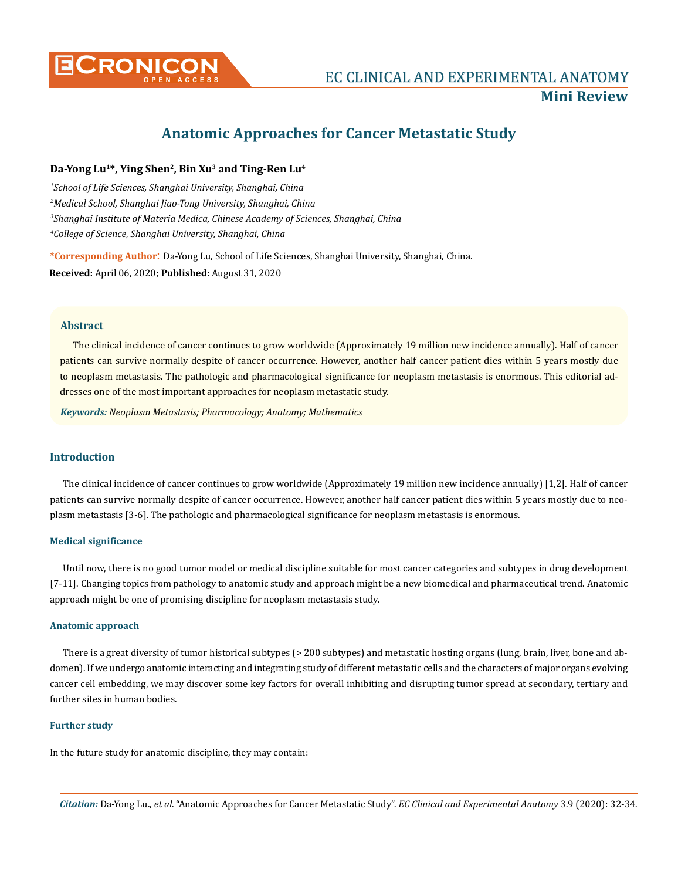# Anatomic Approaches for Cancer Metastatic Study

**Da-Yong Lu[1]*, Ying Shen[2], Bin Xu[3] and Ting-Ren Lu[4]**

*[1]School of Life Sciences, Shanghai University, Shanghai, China*

*[2]Medical School, Shanghai Jiao-Tong University, Shanghai, China*

*[3]Shanghai Institute of Materia Medica, Chinese Academy of Sciences, Shanghai, China*

*[4]College of Science, Shanghai University, Shanghai, China*

**\*Corresponding Author:** Da-Yong Lu, School of Life Sciences, Shanghai University, Shanghai, China.

**Received:** April 06, 2020; **Published:** August 31, 2020

## Abstract

The clinical incidence of cancer continues to grow worldwide (Approximately 19 million new incidence annually). Half of cancer patients can survive normally despite of cancer occurrence. However, another half cancer patient dies within 5 years mostly due to neoplasm metastasis. The pathologic and pharmacological significance for neoplasm metastasis is enormous. This editorial addresses one of the most important approaches for neoplasm metastatic study.

***Keywords:*** *Neoplasm Metastasis; Pharmacology; Anatomy; Mathematics*

## Introduction

The clinical incidence of cancer continues to grow worldwide (Approximately 19 million new incidence annually) [1,2]. Half of cancer patients can survive normally despite of cancer occurrence. However, another half cancer patient dies within 5 years mostly due to neoplasm metastasis [3-6]. The pathologic and pharmacological significance for neoplasm metastasis is enormous.

### Medical significance

Until now, there is no good tumor model or medical discipline suitable for most cancer categories and subtypes in drug development [7-11]. Changing topics from pathology to anatomic study and approach might be a new biomedical and pharmaceutical trend. Anatomic approach might be one of promising discipline for neoplasm metastasis study.

### Anatomic approach

There is a great diversity of tumor historical subtypes (> 200 subtypes) and metastatic hosting organs (lung, brain, liver, bone and abdomen). If we undergo anatomic interacting and integrating study of different metastatic cells and the characters of major organs evolving cancer cell embedding, we may discover some key factors for overall inhibiting and disrupting tumor spread at secondary, tertiary and further sites in human bodies.

### Further study

In the future study for anatomic discipline, they may contain: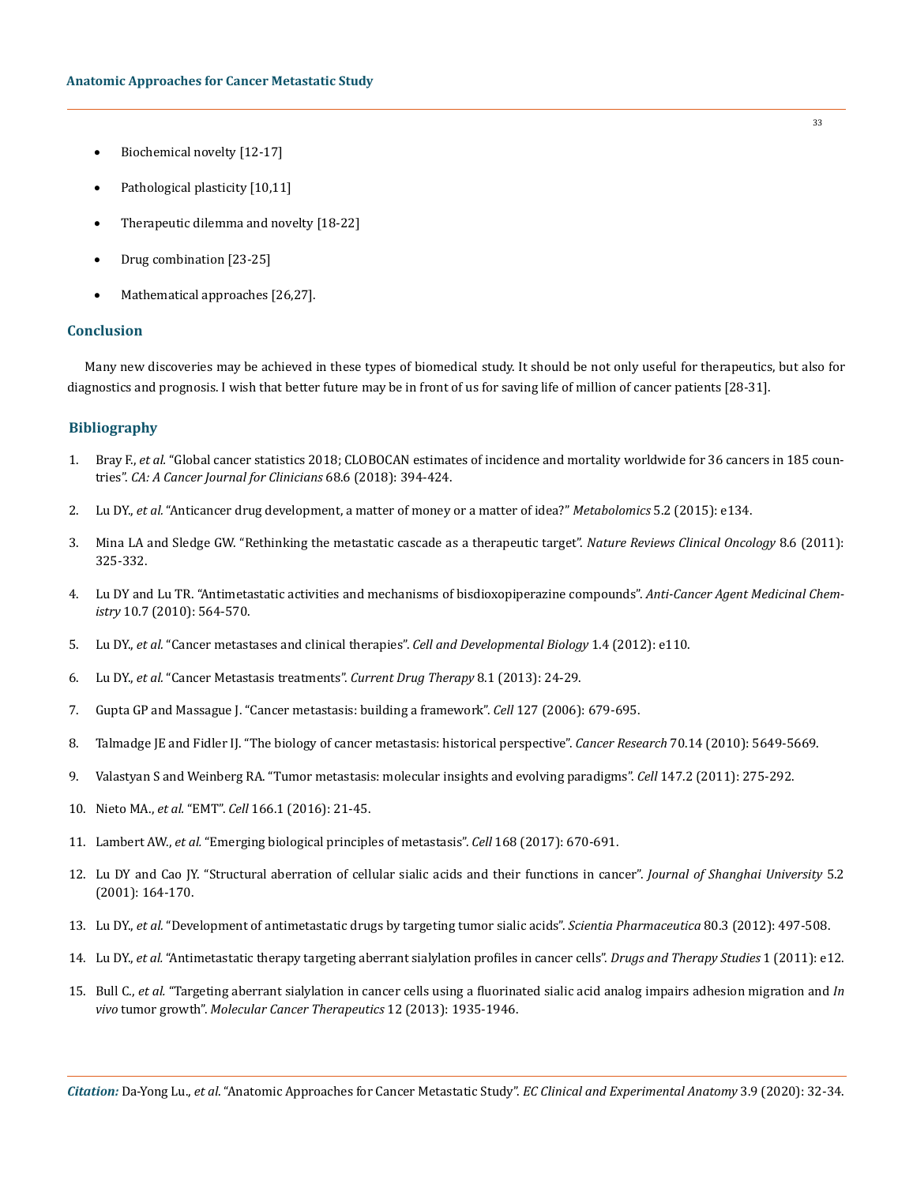- Biochemical novelty [12-17]
- Pathological plasticity [10,11]
- Therapeutic dilemma and novelty [18-22]
- Drug combination [23-25]
- Mathematical approaches [26,27].

## Conclusion

Many new discoveries may be achieved in these types of biomedical study. It should be not only useful for therapeutics, but also for diagnostics and prognosis. I wish that better future may be in front of us for saving life of million of cancer patients [28-31].

## Bibliography

1. Bray F., *et al.* "Global cancer statistics 2018; CLOBOCAN estimates of incidence and mortality worldwide for 36 cancers in 185 countries". *CA: A Cancer Journal for Clinicians* 68.6 (2018): 394-424.
2. Lu DY., *et al.* "Anticancer drug development, a matter of money or a matter of idea?" *Metabolomics* 5.2 (2015): e134.
3. Mina LA and Sledge GW. "Rethinking the metastatic cascade as a therapeutic target". *Nature Reviews Clinical Oncology* 8.6 (2011): 325-332.
4. Lu DY and Lu TR. "Antimetastatic activities and mechanisms of bisdioxopiperazine compounds". *Anti-Cancer Agent Medicinal Chemistry* 10.7 (2010): 564-570.
5. Lu DY., *et al.* "Cancer metastases and clinical therapies". *Cell and Developmental Biology* 1.4 (2012): e110.
6. Lu DY., *et al.* "Cancer Metastasis treatments". *Current Drug Therapy* 8.1 (2013): 24-29.
7. Gupta GP and Massague J. "Cancer metastasis: building a framework". *Cell* 127 (2006): 679-695.
8. Talmadge JE and Fidler IJ. "The biology of cancer metastasis: historical perspective". *Cancer Research* 70.14 (2010): 5649-5669.
9. Valastyan S and Weinberg RA. "Tumor metastasis: molecular insights and evolving paradigms". *Cell* 147.2 (2011): 275-292.
10. Nieto MA., *et al.* "EMT". *Cell* 166.1 (2016): 21-45.
11. Lambert AW., *et al.* "Emerging biological principles of metastasis". *Cell* 168 (2017): 670-691.
12. Lu DY and Cao JY. "Structural aberration of cellular sialic acids and their functions in cancer". *Journal of Shanghai University* 5.2 (2001): 164-170.
13. Lu DY., *et al.* "Development of antimetastatic drugs by targeting tumor sialic acids". *Scientia Pharmaceutica* 80.3 (2012): 497-508.
14. Lu DY., *et al.* "Antimetastatic therapy targeting aberrant sialylation profiles in cancer cells". *Drugs and Therapy Studies* 1 (2011): e12.
15. Bull C., *et al.* "Targeting aberrant sialylation in cancer cells using a fluorinated sialic acid analog impairs adhesion migration and *In vivo* tumor growth". *Molecular Cancer Therapeutics* 12 (2013): 1935-1946.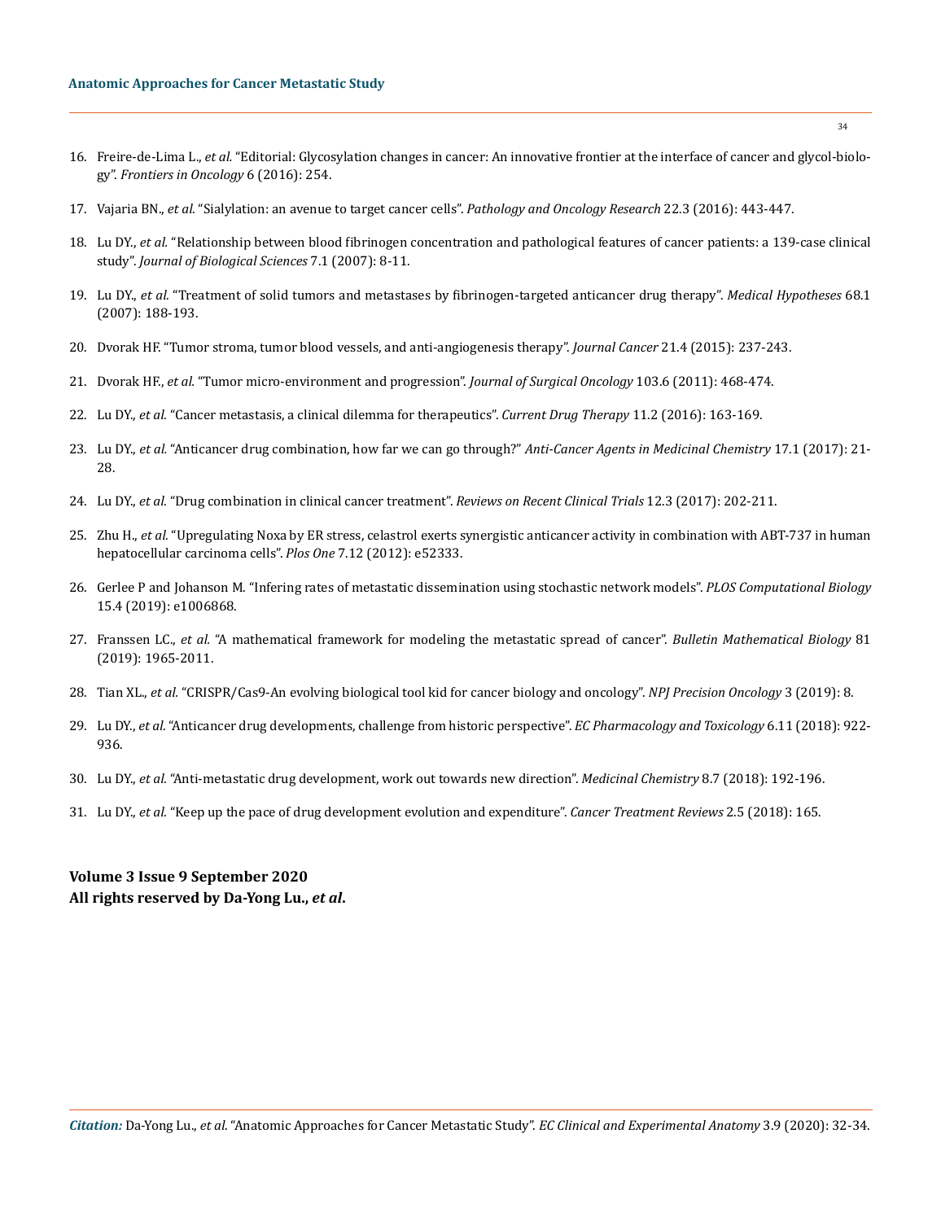16. Freire-de-Lima L., *et al.* "Editorial: Glycosylation changes in cancer: An innovative frontier at the interface of cancer and glycol-biology". *Frontiers in Oncology* 6 (2016): 254.

17. Vajaria BN., *et al.* "Sialylation: an avenue to target cancer cells". *Pathology and Oncology Research* 22.3 (2016): 443-447.

18. Lu DY., *et al.* "Relationship between blood fibrinogen concentration and pathological features of cancer patients: a 139-case clinical study". *Journal of Biological Sciences* 7.1 (2007): 8-11.

19. Lu DY., *et al.* "Treatment of solid tumors and metastases by fibrinogen-targeted anticancer drug therapy". *Medical Hypotheses* 68.1 (2007): 188-193.

20. Dvorak HF. "Tumor stroma, tumor blood vessels, and anti-angiogenesis therapy". *Journal Cancer* 21.4 (2015): 237-243.

21. Dvorak HF., *et al.* "Tumor micro-environment and progression". *Journal of Surgical Oncology* 103.6 (2011): 468-474.

22. Lu DY., *et al.* "Cancer metastasis, a clinical dilemma for therapeutics". *Current Drug Therapy* 11.2 (2016): 163-169.

23. Lu DY., *et al.* "Anticancer drug combination, how far we can go through?" *Anti-Cancer Agents in Medicinal Chemistry* 17.1 (2017): 21-28.

24. Lu DY., *et al.* "Drug combination in clinical cancer treatment". *Reviews on Recent Clinical Trials* 12.3 (2017): 202-211.

25. Zhu H., *et al.* "Upregulating Noxa by ER stress, celastrol exerts synergistic anticancer activity in combination with ABT-737 in human hepatocellular carcinoma cells". *Plos One* 7.12 (2012): e52333.

26. Gerlee P and Johanson M. "Infering rates of metastatic dissemination using stochastic network models". *PLOS Computational Biology* 15.4 (2019): e1006868.

27. Franssen LC., *et al.* "A mathematical framework for modeling the metastatic spread of cancer". *Bulletin Mathematical Biology* 81 (2019): 1965-2011.

28. Tian XL., *et al.* "CRISPR/Cas9-An evolving biological tool kid for cancer biology and oncology". *NPJ Precision Oncology* 3 (2019): 8.

29. Lu DY., *et al.* "Anticancer drug developments, challenge from historic perspective". *EC Pharmacology and Toxicology* 6.11 (2018): 922-936.

30. Lu DY., *et al.* "Anti-metastatic drug development, work out towards new direction". *Medicinal Chemistry* 8.7 (2018): 192-196.

31. Lu DY., *et al.* "Keep up the pace of drug development evolution and expenditure". *Cancer Treatment Reviews* 2.5 (2018): 165.

**Volume 3 Issue 9 September 2020**
**All rights reserved by Da-Yong Lu., *et al*.**